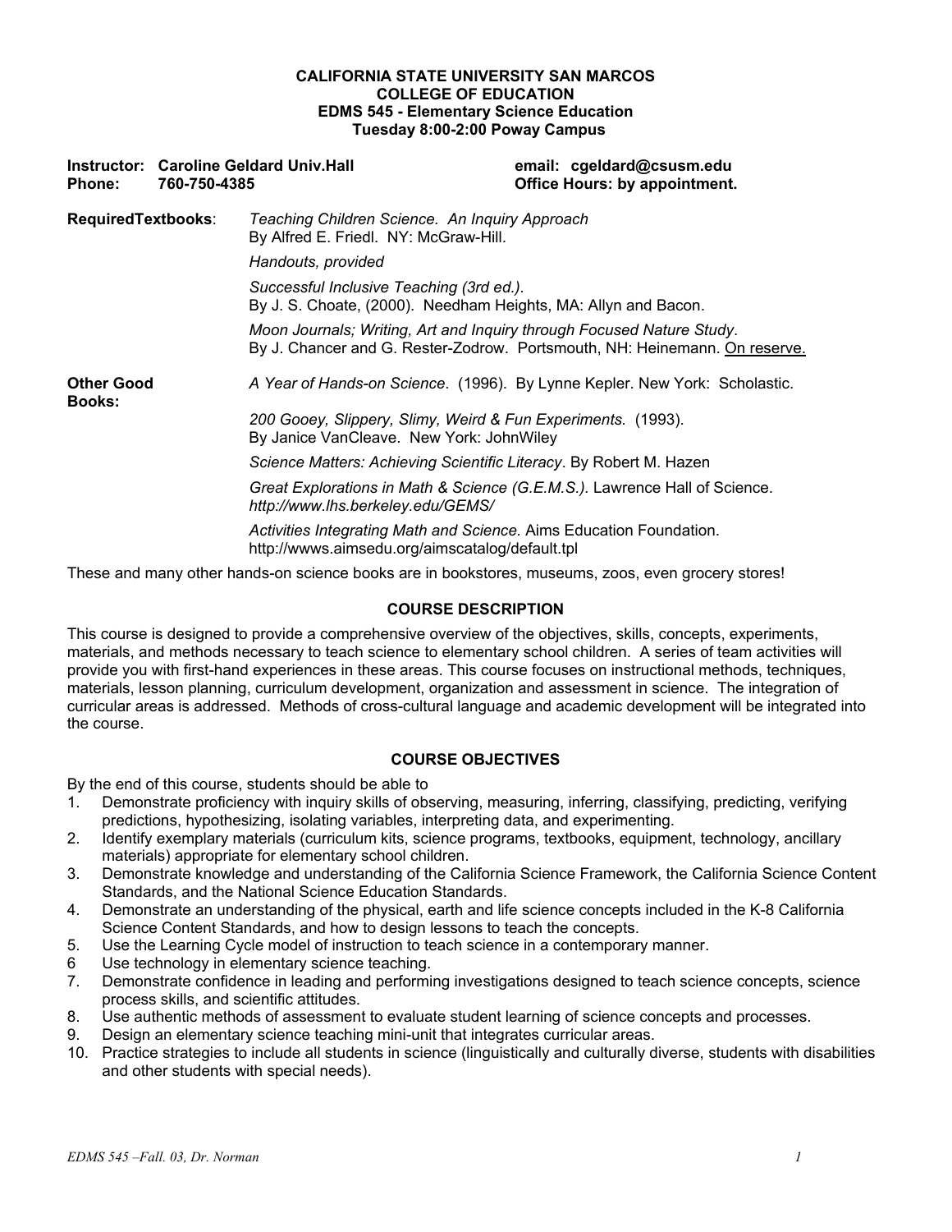**CALIFORNIA STATE UNIVERSITY SAN MARCOS**
**COLLEGE OF EDUCATION**
**EDMS 545 - Elementary Science Education**
**Tuesday 8:00-2:00 Poway Campus**

**Instructor: Caroline Geldard Univ.Hall** **email: cgeldard@csusm.edu**
**Phone: 760-750-4385** **Office Hours: by appointment.**

**RequiredTextbooks**:

*Teaching Children Science. An Inquiry Approach*
By Alfred E. Friedl. NY: McGraw-Hill.

*Handouts, provided*

*Successful Inclusive Teaching (3rd ed.).*
By J. S. Choate, (2000). Needham Heights, MA: Allyn and Bacon.

*Moon Journals; Writing, Art and Inquiry through Focused Nature Study*.
By J. Chancer and G. Rester-Zodrow. Portsmouth, NH: Heinemann. On reserve.

**Other Good Books:**

*A Year of Hands-on Science*. (1996). By Lynne Kepler. New York: Scholastic.

*200 Gooey, Slippery, Slimy, Weird & Fun Experiments.* (1993).
By Janice VanCleave. New York: JohnWiley

*Science Matters: Achieving Scientific Literacy*. By Robert M. Hazen

*Great Explorations in Math & Science (G.E.M.S.).* Lawrence Hall of Science.
*http://www.lhs.berkeley.edu/GEMS/*

*Activities Integrating Math and Science.* Aims Education Foundation.
http://wwws.aimsedu.org/aimscatalog/default.tpl

These and many other hands-on science books are in bookstores, museums, zoos, even grocery stores!

## COURSE DESCRIPTION

This course is designed to provide a comprehensive overview of the objectives, skills, concepts, experiments, materials, and methods necessary to teach science to elementary school children. A series of team activities will provide you with first-hand experiences in these areas. This course focuses on instructional methods, techniques, materials, lesson planning, curriculum development, organization and assessment in science. The integration of curricular areas is addressed. Methods of cross-cultural language and academic development will be integrated into the course.

## COURSE OBJECTIVES

By the end of this course, students should be able to

1. Demonstrate proficiency with inquiry skills of observing, measuring, inferring, classifying, predicting, verifying predictions, hypothesizing, isolating variables, interpreting data, and experimenting.
2. Identify exemplary materials (curriculum kits, science programs, textbooks, equipment, technology, ancillary materials) appropriate for elementary school children.
3. Demonstrate knowledge and understanding of the California Science Framework, the California Science Content Standards, and the National Science Education Standards.
4. Demonstrate an understanding of the physical, earth and life science concepts included in the K-8 California Science Content Standards, and how to design lessons to teach the concepts.
5. Use the Learning Cycle model of instruction to teach science in a contemporary manner.
6. Use technology in elementary science teaching.
7. Demonstrate confidence in leading and performing investigations designed to teach science concepts, science process skills, and scientific attitudes.
8. Use authentic methods of assessment to evaluate student learning of science concepts and processes.
9. Design an elementary science teaching mini-unit that integrates curricular areas.
10. Practice strategies to include all students in science (linguistically and culturally diverse, students with disabilities and other students with special needs).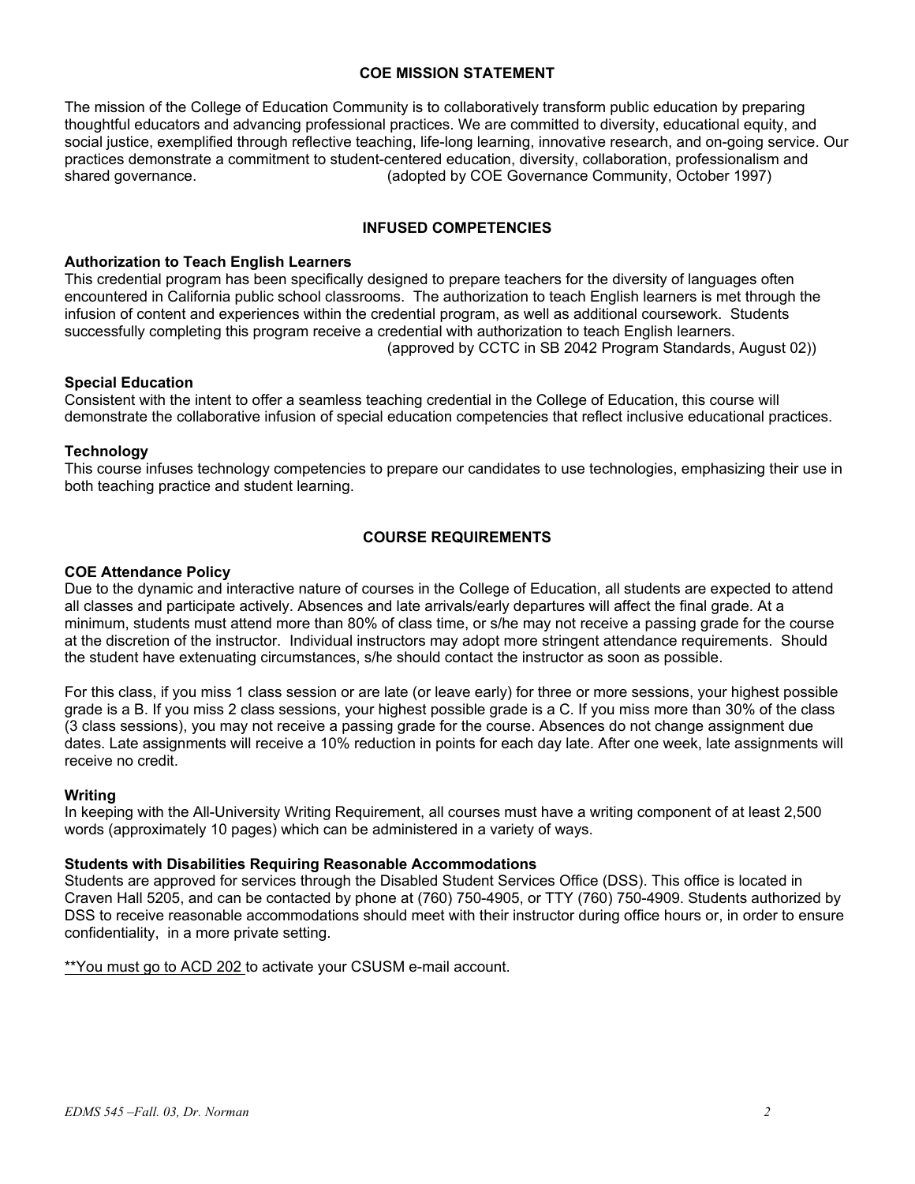## COE MISSION STATEMENT

The mission of the College of Education Community is to collaboratively transform public education by preparing thoughtful educators and advancing professional practices. We are committed to diversity, educational equity, and social justice, exemplified through reflective teaching, life-long learning, innovative research, and on-going service. Our practices demonstrate a commitment to student-centered education, diversity, collaboration, professionalism and shared governance. (adopted by COE Governance Community, October 1997)

## INFUSED COMPETENCIES

### Authorization to Teach English Learners

This credential program has been specifically designed to prepare teachers for the diversity of languages often encountered in California public school classrooms. The authorization to teach English learners is met through the infusion of content and experiences within the credential program, as well as additional coursework. Students successfully completing this program receive a credential with authorization to teach English learners.
(approved by CCTC in SB 2042 Program Standards, August 02))

### Special Education

Consistent with the intent to offer a seamless teaching credential in the College of Education, this course will demonstrate the collaborative infusion of special education competencies that reflect inclusive educational practices.

### Technology

This course infuses technology competencies to prepare our candidates to use technologies, emphasizing their use in both teaching practice and student learning.

## COURSE REQUIREMENTS

### COE Attendance Policy

Due to the dynamic and interactive nature of courses in the College of Education, all students are expected to attend all classes and participate actively. Absences and late arrivals/early departures will affect the final grade. At a minimum, students must attend more than 80% of class time, or s/he may not receive a passing grade for the course at the discretion of the instructor. Individual instructors may adopt more stringent attendance requirements. Should the student have extenuating circumstances, s/he should contact the instructor as soon as possible.

For this class, if you miss 1 class session or are late (or leave early) for three or more sessions, your highest possible grade is a B. If you miss 2 class sessions, your highest possible grade is a C. If you miss more than 30% of the class (3 class sessions), you may not receive a passing grade for the course. Absences do not change assignment due dates. Late assignments will receive a 10% reduction in points for each day late. After one week, late assignments will receive no credit.

### Writing

In keeping with the All-University Writing Requirement, all courses must have a writing component of at least 2,500 words (approximately 10 pages) which can be administered in a variety of ways.

### Students with Disabilities Requiring Reasonable Accommodations

Students are approved for services through the Disabled Student Services Office (DSS). This office is located in Craven Hall 5205, and can be contacted by phone at (760) 750-4905, or TTY (760) 750-4909. Students authorized by DSS to receive reasonable accommodations should meet with their instructor during office hours or, in order to ensure confidentiality, in a more private setting.

<u>**You must go to ACD 202</u> to activate your CSUSM e-mail account.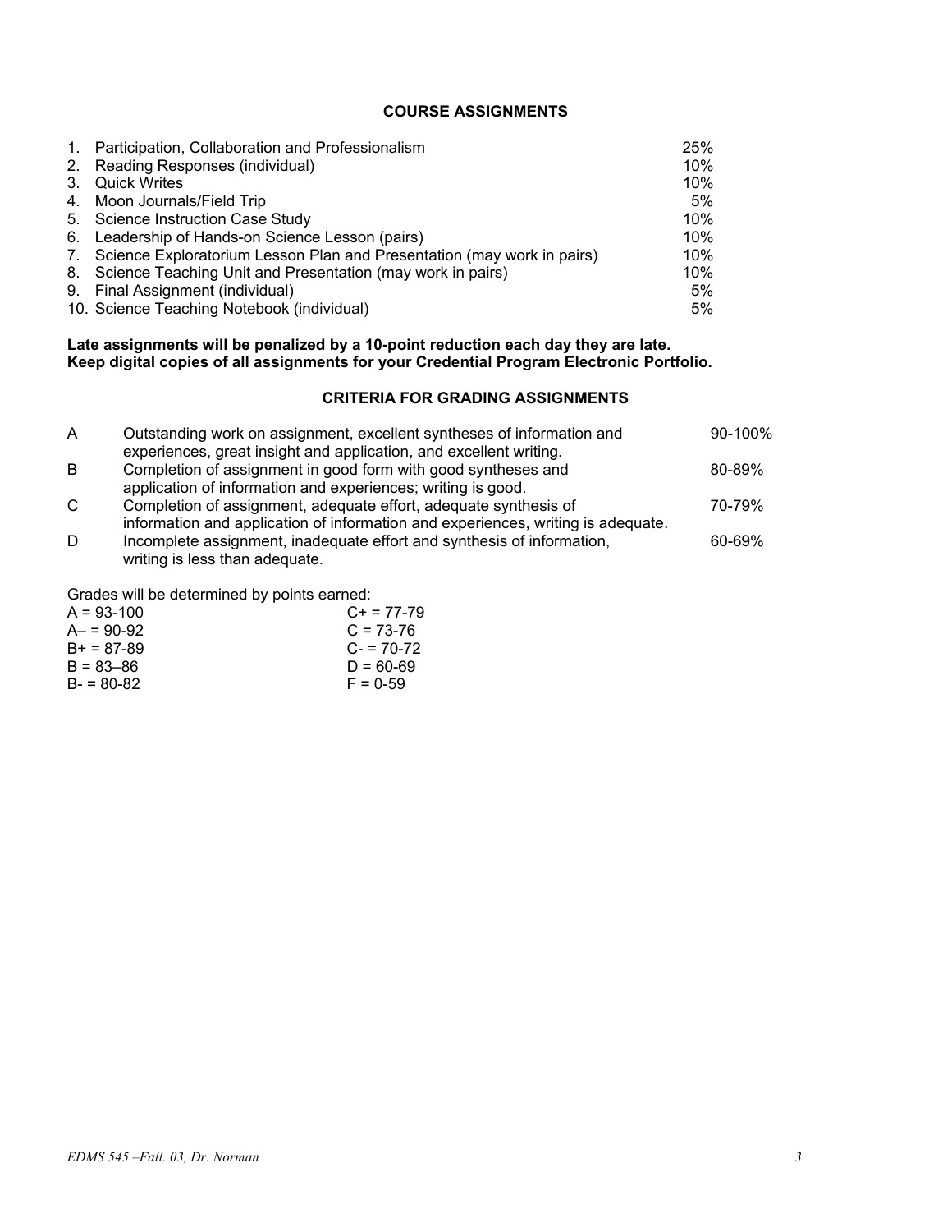## COURSE ASSIGNMENTS

| | Assignment | Weight |
|---|---|---|
| 1. | Participation, Collaboration and Professionalism | 25% |
| 2. | Reading Responses (individual) | 10% |
| 3. | Quick Writes | 10% |
| 4. | Moon Journals/Field Trip | 5% |
| 5. | Science Instruction Case Study | 10% |
| 6. | Leadership of Hands-on Science Lesson (pairs) | 10% |
| 7. | Science Exploratorium Lesson Plan and Presentation (may work in pairs) | 10% |
| 8. | Science Teaching Unit and Presentation (may work in pairs) | 10% |
| 9. | Final Assignment (individual) | 5% |
| 10. | Science Teaching Notebook (individual) | 5% |

**Late assignments will be penalized by a 10-point reduction each day they are late.**
**Keep digital copies of all assignments for your Credential Program Electronic Portfolio.**

## CRITERIA FOR GRADING ASSIGNMENTS

| Grade | Criteria | Range |
|---|---|---|
| A | Outstanding work on assignment, excellent syntheses of information and experiences, great insight and application, and excellent writing. | 90-100% |
| B | Completion of assignment in good form with good syntheses and application of information and experiences; writing is good. | 80-89% |
| C | Completion of assignment, adequate effort, adequate synthesis of information and application of information and experiences, writing is adequate. | 70-79% |
| D | Incomplete assignment, inadequate effort and synthesis of information, writing is less than adequate. | 60-69% |

Grades will be determined by points earned:

| | |
|---|---|
| A = 93-100 | C+ = 77-79 |
| A– = 90-92 | C = 73-76 |
| B+ = 87-89 | C- = 70-72 |
| B = 83–86 | D = 60-69 |
| B- = 80-82 | F = 0-59 |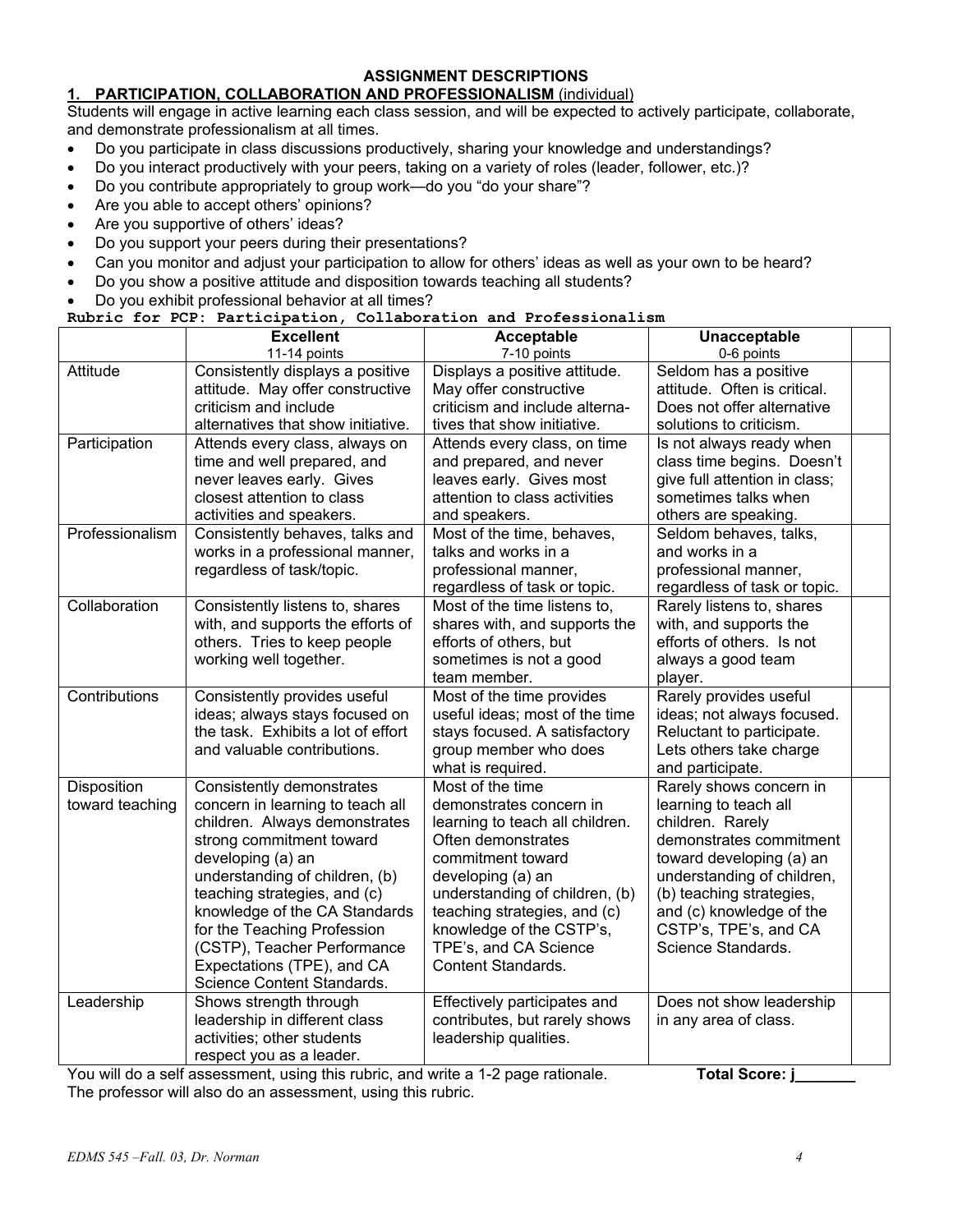## ASSIGNMENT DESCRIPTIONS

### 1. PARTICIPATION, COLLABORATION AND PROFESSIONALISM (individual)

Students will engage in active learning each class session, and will be expected to actively participate, collaborate, and demonstrate professionalism at all times.

- Do you participate in class discussions productively, sharing your knowledge and understandings?
- Do you interact productively with your peers, taking on a variety of roles (leader, follower, etc.)?
- Do you contribute appropriately to group work—do you "do your share"?
- Are you able to accept others' opinions?
- Are you supportive of others' ideas?
- Do you support your peers during their presentations?
- Can you monitor and adjust your participation to allow for others' ideas as well as your own to be heard?
- Do you show a positive attitude and disposition towards teaching all students?
- Do you exhibit professional behavior at all times?

**Rubric for PCP: Participation, Collaboration and Professionalism**

| | Excellent 11-14 points | Acceptable 7-10 points | Unacceptable 0-6 points | |
|---|---|---|---|---|
| Attitude | Consistently displays a positive attitude. May offer constructive criticism and include alternatives that show initiative. | Displays a positive attitude. May offer constructive criticism and include alternatives that show initiative. | Seldom has a positive attitude. Often is critical. Does not offer alternative solutions to criticism. | |
| Participation | Attends every class, always on time and well prepared, and never leaves early. Gives closest attention to class activities and speakers. | Attends every class, on time and prepared, and never leaves early. Gives most attention to class activities and speakers. | Is not always ready when class time begins. Doesn't give full attention in class; sometimes talks when others are speaking. | |
| Professionalism | Consistently behaves, talks and works in a professional manner, regardless of task/topic. | Most of the time, behaves, talks and works in a professional manner, regardless of task or topic. | Seldom behaves, talks, and works in a professional manner, regardless of task or topic. | |
| Collaboration | Consistently listens to, shares with, and supports the efforts of others. Tries to keep people working well together. | Most of the time listens to, shares with, and supports the efforts of others, but sometimes is not a good team member. | Rarely listens to, shares with, and supports the efforts of others. Is not always a good team player. | |
| Contributions | Consistently provides useful ideas; always stays focused on the task. Exhibits a lot of effort and valuable contributions. | Most of the time provides useful ideas; most of the time stays focused. A satisfactory group member who does what is required. | Rarely provides useful ideas; not always focused. Reluctant to participate. Lets others take charge and participate. | |
| Disposition toward teaching | Consistently demonstrates concern in learning to teach all children. Always demonstrates strong commitment toward developing (a) an understanding of children, (b) teaching strategies, and (c) knowledge of the CA Standards for the Teaching Profession (CSTP), Teacher Performance Expectations (TPE), and CA Science Content Standards. | Most of the time demonstrates concern in learning to teach all children. Often demonstrates commitment toward developing (a) an understanding of children, (b) teaching strategies, and (c) knowledge of the CSTP's, TPE's, and CA Science Content Standards. | Rarely shows concern in learning to teach all children. Rarely demonstrates commitment toward developing (a) an understanding of children, (b) teaching strategies, and (c) knowledge of the CSTP's, TPE's, and CA Science Standards. | |
| Leadership | Shows strength through leadership in different class activities; other students respect you as a leader. | Effectively participates and contributes, but rarely shows leadership qualities. | Does not show leadership in any area of class. | |

You will do a self assessment, using this rubric, and write a 1-2 page rationale. **Total Score: j_______**

The professor will also do an assessment, using this rubric.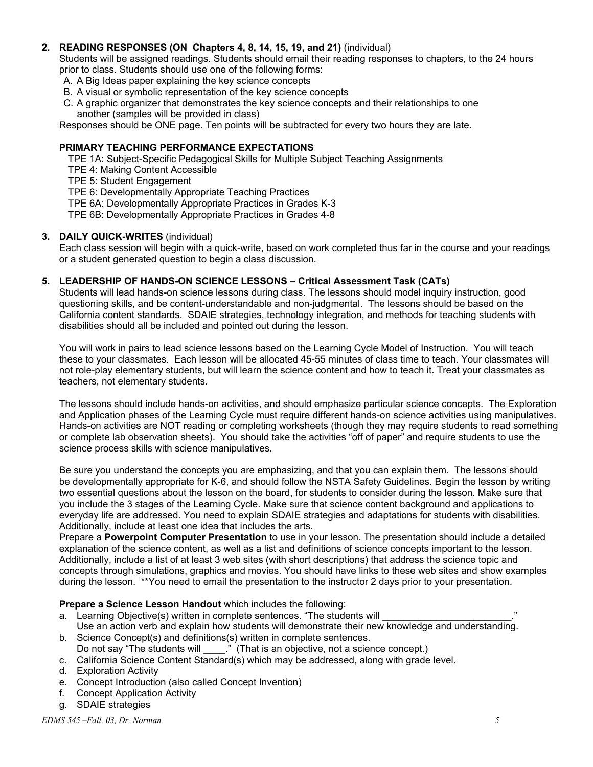**2. READING RESPONSES (ON Chapters 4, 8, 14, 15, 19, and 21)** (individual)

Students will be assigned readings. Students should email their reading responses to chapters, to the 24 hours prior to class. Students should use one of the following forms:

A. A Big Ideas paper explaining the key science concepts
B. A visual or symbolic representation of the key science concepts
C. A graphic organizer that demonstrates the key science concepts and their relationships to one another (samples will be provided in class)

Responses should be ONE page. Ten points will be subtracted for every two hours they are late.

**PRIMARY TEACHING PERFORMANCE EXPECTATIONS**

TPE 1A: Subject-Specific Pedagogical Skills for Multiple Subject Teaching Assignments
TPE 4: Making Content Accessible
TPE 5: Student Engagement
TPE 6: Developmentally Appropriate Teaching Practices
TPE 6A: Developmentally Appropriate Practices in Grades K-3
TPE 6B: Developmentally Appropriate Practices in Grades 4-8

**3. DAILY QUICK-WRITES** (individual)

Each class session will begin with a quick-write, based on work completed thus far in the course and your readings or a student generated question to begin a class discussion.

**5. LEADERSHIP OF HANDS-ON SCIENCE LESSONS – Critical Assessment Task (CATs)**

Students will lead hands-on science lessons during class. The lessons should model inquiry instruction, good questioning skills, and be content-understandable and non-judgmental. The lessons should be based on the California content standards. SDAIE strategies, technology integration, and methods for teaching students with disabilities should all be included and pointed out during the lesson.

You will work in pairs to lead science lessons based on the Learning Cycle Model of Instruction. You will teach these to your classmates. Each lesson will be allocated 45-55 minutes of class time to teach. Your classmates will not role-play elementary students, but will learn the science content and how to teach it. Treat your classmates as teachers, not elementary students.

The lessons should include hands-on activities, and should emphasize particular science concepts. The Exploration and Application phases of the Learning Cycle must require different hands-on science activities using manipulatives. Hands-on activities are NOT reading or completing worksheets (though they may require students to read something or complete lab observation sheets). You should take the activities "off of paper" and require students to use the science process skills with science manipulatives.

Be sure you understand the concepts you are emphasizing, and that you can explain them. The lessons should be developmentally appropriate for K-6, and should follow the NSTA Safety Guidelines. Begin the lesson by writing two essential questions about the lesson on the board, for students to consider during the lesson. Make sure that you include the 3 stages of the Learning Cycle. Make sure that science content background and applications to everyday life are addressed. You need to explain SDAIE strategies and adaptations for students with disabilities. Additionally, include at least one idea that includes the arts.

Prepare a **Powerpoint Computer Presentation** to use in your lesson. The presentation should include a detailed explanation of the science content, as well as a list and definitions of science concepts important to the lesson. Additionally, include a list of at least 3 web sites (with short descriptions) that address the science topic and concepts through simulations, graphics and movies. You should have links to these web sites and show examples during the lesson. **You need to email the presentation to the instructor 2 days prior to your presentation.

**Prepare a Science Lesson Handout** which includes the following:

a. Learning Objective(s) written in complete sentences. "The students will ________________________."
   Use an action verb and explain how students will demonstrate their new knowledge and understanding.
b. Science Concept(s) and definitions(s) written in complete sentences.
   Do not say "The students will ____." (That is an objective, not a science concept.)
c. California Science Content Standard(s) which may be addressed, along with grade level.
d. Exploration Activity
e. Concept Introduction (also called Concept Invention)
f. Concept Application Activity
g. SDAIE strategies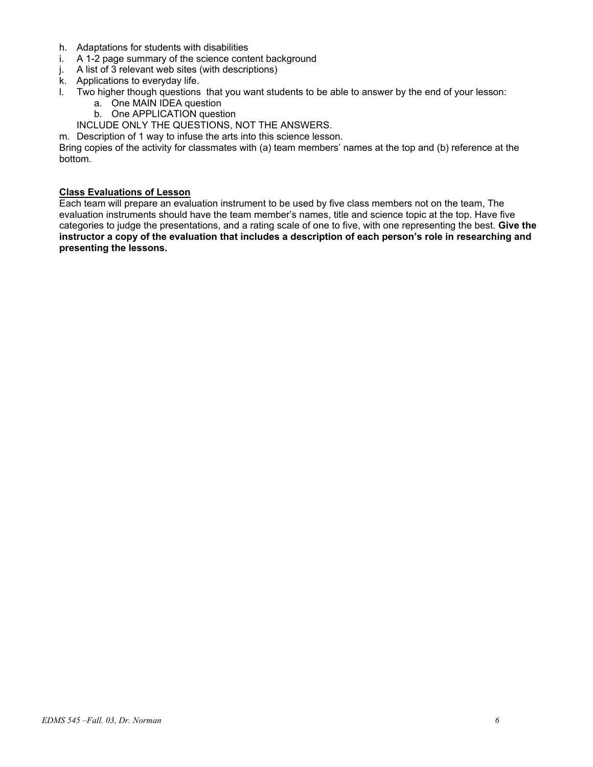h. Adaptations for students with disabilities
i. A 1-2 page summary of the science content background
j. A list of 3 relevant web sites (with descriptions)
k. Applications to everyday life.
l. Two higher though questions that you want students to be able to answer by the end of your lesson:
    a. One MAIN IDEA question
    b. One APPLICATION question

    INCLUDE ONLY THE QUESTIONS, NOT THE ANSWERS.
m. Description of 1 way to infuse the arts into this science lesson.

Bring copies of the activity for classmates with (a) team members' names at the top and (b) reference at the bottom.

**Class Evaluations of Lesson**

Each team will prepare an evaluation instrument to be used by five class members not on the team, The evaluation instruments should have the team member's names, title and science topic at the top. Have five categories to judge the presentations, and a rating scale of one to five, with one representing the best. **Give the instructor a copy of the evaluation that includes a description of each person's role in researching and presenting the lessons.**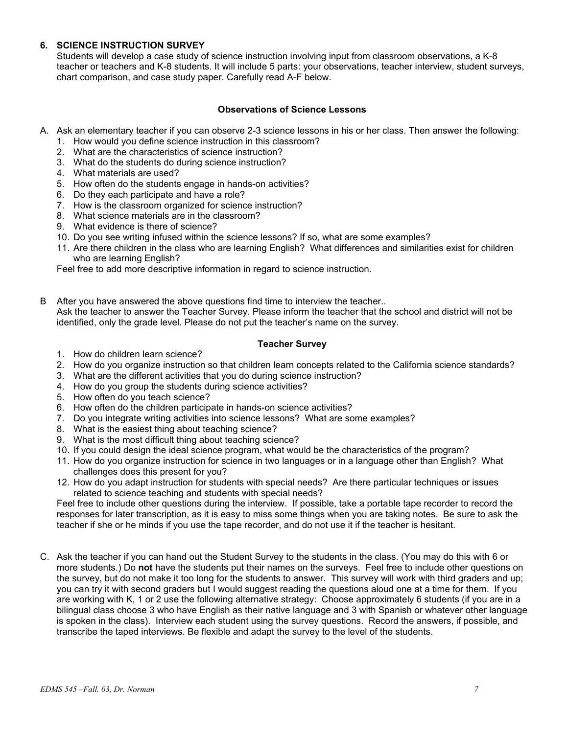## 6. SCIENCE INSTRUCTION SURVEY

Students will develop a case study of science instruction involving input from classroom observations, a K-8 teacher or teachers and K-8 students. It will include 5 parts: your observations, teacher interview, student surveys, chart comparison, and case study paper. Carefully read A-F below.

### Observations of Science Lessons

A. Ask an elementary teacher if you can observe 2-3 science lessons in his or her class. Then answer the following:

1. How would you define science instruction in this classroom?
2. What are the characteristics of science instruction?
3. What do the students do during science instruction?
4. What materials are used?
5. How often do the students engage in hands-on activities?
6. Do they each participate and have a role?
7. How is the classroom organized for science instruction?
8. What science materials are in the classroom?
9. What evidence is there of science?
10. Do you see writing infused within the science lessons? If so, what are some examples?
11. Are there children in the class who are learning English? What differences and similarities exist for children who are learning English?

Feel free to add more descriptive information in regard to science instruction.

B After you have answered the above questions find time to interview the teacher..
Ask the teacher to answer the Teacher Survey. Please inform the teacher that the school and district will not be identified, only the grade level. Please do not put the teacher's name on the survey.

### Teacher Survey

1. How do children learn science?
2. How do you organize instruction so that children learn concepts related to the California science standards?
3. What are the different activities that you do during science instruction?
4. How do you group the students during science activities?
5. How often do you teach science?
6. How often do the children participate in hands-on science activities?
7. Do you integrate writing activities into science lessons? What are some examples?
8. What is the easiest thing about teaching science?
9. What is the most difficult thing about teaching science?
10. If you could design the ideal science program, what would be the characteristics of the program?
11. How do you organize instruction for science in two languages or in a language other than English? What challenges does this present for you?
12. How do you adapt instruction for students with special needs? Are there particular techniques or issues related to science teaching and students with special needs?

Feel free to include other questions during the interview. If possible, take a portable tape recorder to record the responses for later transcription, as it is easy to miss some things when you are taking notes. Be sure to ask the teacher if she or he minds if you use the tape recorder, and do not use it if the teacher is hesitant.

C. Ask the teacher if you can hand out the Student Survey to the students in the class. (You may do this with 6 or more students.) Do **not** have the students put their names on the surveys. Feel free to include other questions on the survey, but do not make it too long for the students to answer. This survey will work with third graders and up; you can try it with second graders but I would suggest reading the questions aloud one at a time for them. If you are working with K, 1 or 2 use the following alternative strategy: Choose approximately 6 students (if you are in a bilingual class choose 3 who have English as their native language and 3 with Spanish or whatever other language is spoken in the class). Interview each student using the survey questions. Record the answers, if possible, and transcribe the taped interviews. Be flexible and adapt the survey to the level of the students.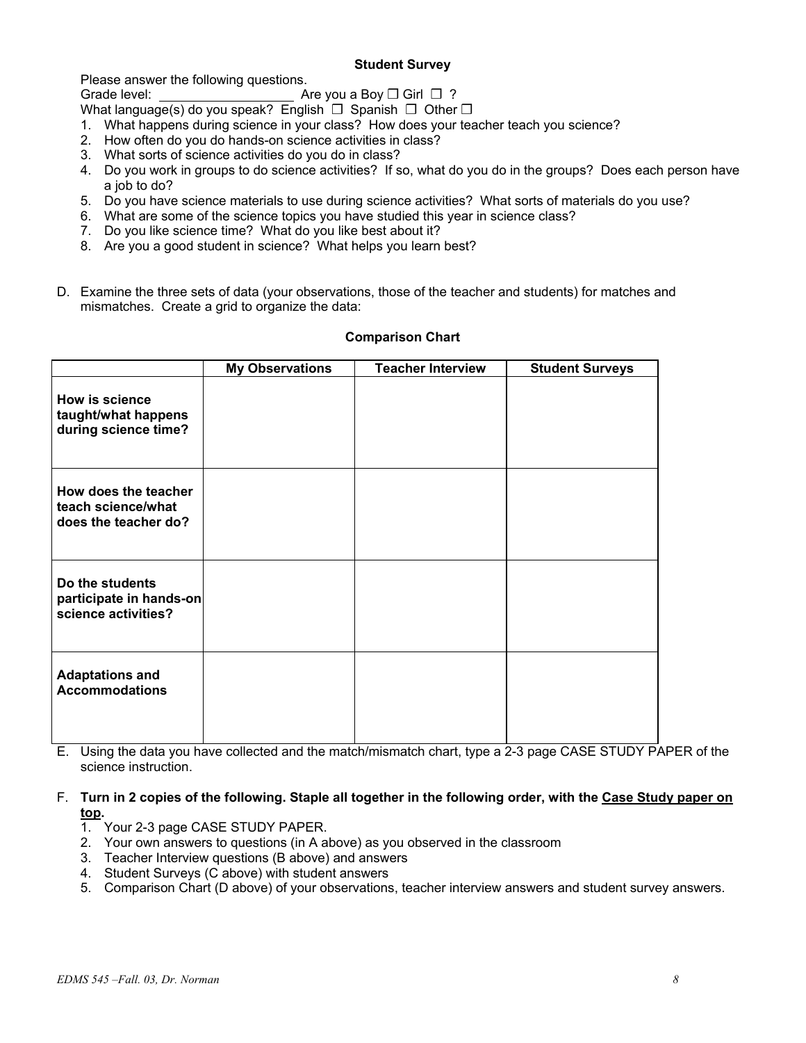**Student Survey**

Please answer the following questions.

Grade level: ____________________ Are you a Boy ☐ Girl ☐ ?

What language(s) do you speak? English ☐ Spanish ☐ Other ☐

1. What happens during science in your class? How does your teacher teach you science?
2. How often do you do hands-on science activities in class?
3. What sorts of science activities do you do in class?
4. Do you work in groups to do science activities? If so, what do you do in the groups? Does each person have a job to do?
5. Do you have science materials to use during science activities? What sorts of materials do you use?
6. What are some of the science topics you have studied this year in science class?
7. Do you like science time? What do you like best about it?
8. Are you a good student in science? What helps you learn best?

D. Examine the three sets of data (your observations, those of the teacher and students) for matches and mismatches. Create a grid to organize the data:

**Comparison Chart**

| | **My Observations** | **Teacher Interview** | **Student Surveys** |
|---|---|---|---|
| **How is science taught/what happens during science time?** | | | |
| **How does the teacher teach science/what does the teacher do?** | | | |
| **Do the students participate in hands-on science activities?** | | | |
| **Adaptations and Accommodations** | | | |

E. Using the data you have collected and the match/mismatch chart, type a 2-3 page CASE STUDY PAPER of the science instruction.

F. **Turn in 2 copies of the following. Staple all together in the following order, with the <u>Case Study paper on top</u>.**

1. Your 2-3 page CASE STUDY PAPER.
2. Your own answers to questions (in A above) as you observed in the classroom
3. Teacher Interview questions (B above) and answers
4. Student Surveys (C above) with student answers
5. Comparison Chart (D above) of your observations, teacher interview answers and student survey answers.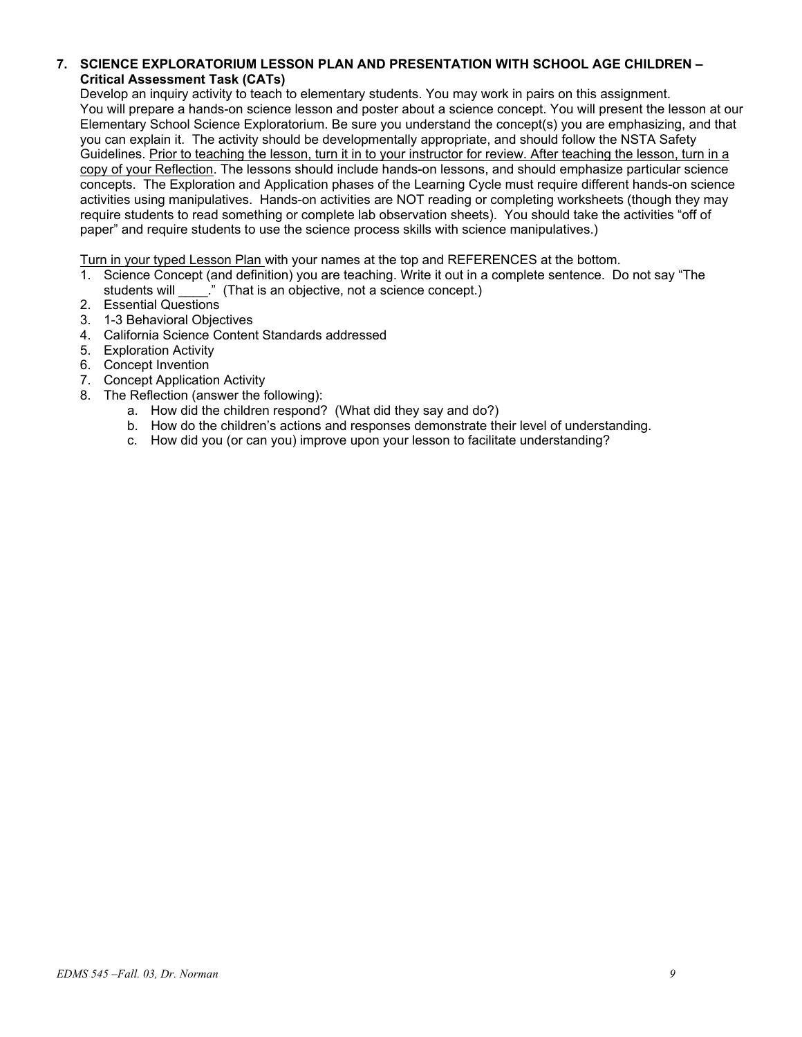**7. SCIENCE EXPLORATORIUM LESSON PLAN AND PRESENTATION WITH SCHOOL AGE CHILDREN – Critical Assessment Task (CATs)**

Develop an inquiry activity to teach to elementary students. You may work in pairs on this assignment. You will prepare a hands-on science lesson and poster about a science concept. You will present the lesson at our Elementary School Science Exploratorium. Be sure you understand the concept(s) you are emphasizing, and that you can explain it. The activity should be developmentally appropriate, and should follow the NSTA Safety Guidelines. <u>Prior to teaching the lesson, turn it in to your instructor for review. After teaching the lesson, turn in a copy of your Reflection</u>. The lessons should include hands-on lessons, and should emphasize particular science concepts. The Exploration and Application phases of the Learning Cycle must require different hands-on science activities using manipulatives. Hands-on activities are NOT reading or completing worksheets (though they may require students to read something or complete lab observation sheets). You should take the activities "off of paper" and require students to use the science process skills with science manipulatives.)

<u>Turn in your typed Lesson Plan</u> with your names at the top and REFERENCES at the bottom.

1. Science Concept (and definition) you are teaching. Write it out in a complete sentence. Do not say "The students will ____." (That is an objective, not a science concept.)
2. Essential Questions
3. 1-3 Behavioral Objectives
4. California Science Content Standards addressed
5. Exploration Activity
6. Concept Invention
7. Concept Application Activity
8. The Reflection (answer the following):
   a. How did the children respond? (What did they say and do?)
   b. How do the children's actions and responses demonstrate their level of understanding.
   c. How did you (or can you) improve upon your lesson to facilitate understanding?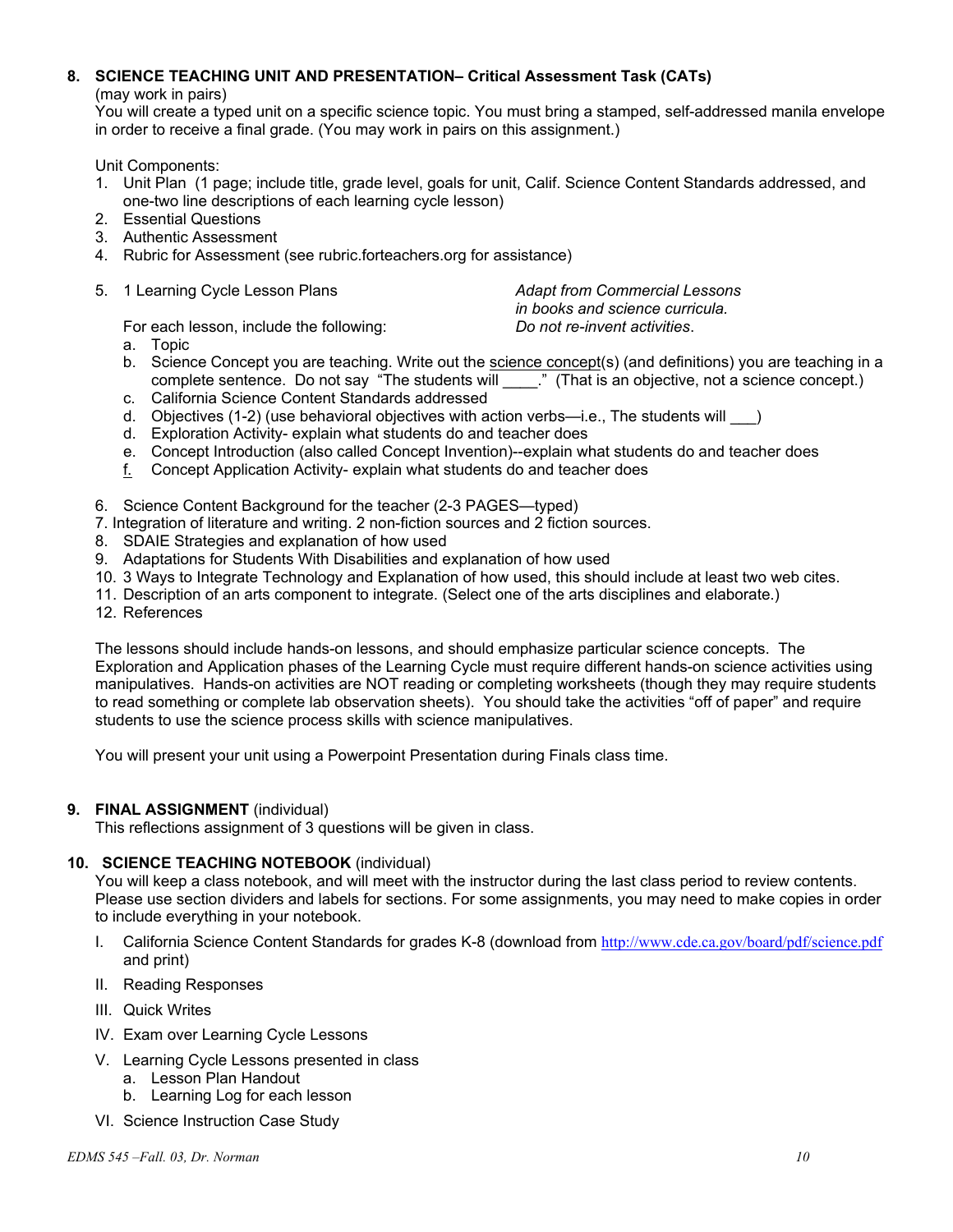### 8. SCIENCE TEACHING UNIT AND PRESENTATION– Critical Assessment Task (CATs)

(may work in pairs)
You will create a typed unit on a specific science topic. You must bring a stamped, self-addressed manila envelope in order to receive a final grade. (You may work in pairs on this assignment.)

Unit Components:

1. Unit Plan (1 page; include title, grade level, goals for unit, Calif. Science Content Standards addressed, and one-two line descriptions of each learning cycle lesson)
2. Essential Questions
3. Authentic Assessment
4. Rubric for Assessment (see rubric.forteachers.org for assistance)
5. 1 Learning Cycle Lesson Plans

   *Adapt from Commercial Lessons in books and science curricula. Do not re-invent activities.*

   For each lesson, include the following:
   a. Topic
   b. Science Concept you are teaching. Write out the <u>science concept</u>(s) (and definitions) you are teaching in a complete sentence. Do not say "The students will ____." (That is an objective, not a science concept.)
   c. California Science Content Standards addressed
   d. Objectives (1-2) (use behavioral objectives with action verbs—i.e., The students will ___)
   d. Exploration Activity- explain what students do and teacher does
   e. Concept Introduction (also called Concept Invention)--explain what students do and teacher does
   <u>f.</u> Concept Application Activity- explain what students do and teacher does
6. Science Content Background for the teacher (2-3 PAGES—typed)
7. Integration of literature and writing. 2 non-fiction sources and 2 fiction sources.
8. SDAIE Strategies and explanation of how used
9. Adaptations for Students With Disabilities and explanation of how used
10. 3 Ways to Integrate Technology and Explanation of how used, this should include at least two web cites.
11. Description of an arts component to integrate. (Select one of the arts disciplines and elaborate.)
12. References

The lessons should include hands-on lessons, and should emphasize particular science concepts. The Exploration and Application phases of the Learning Cycle must require different hands-on science activities using manipulatives. Hands-on activities are NOT reading or completing worksheets (though they may require students to read something or complete lab observation sheets). You should take the activities "off of paper" and require students to use the science process skills with science manipulatives.

You will present your unit using a Powerpoint Presentation during Finals class time.

### 9. FINAL ASSIGNMENT (individual)

This reflections assignment of 3 questions will be given in class.

### 10. SCIENCE TEACHING NOTEBOOK (individual)

You will keep a class notebook, and will meet with the instructor during the last class period to review contents. Please use section dividers and labels for sections. For some assignments, you may need to make copies in order to include everything in your notebook.

I. California Science Content Standards for grades K-8 (download from http://www.cde.ca.gov/board/pdf/science.pdf and print)

II. Reading Responses

III. Quick Writes

IV. Exam over Learning Cycle Lessons

V. Learning Cycle Lessons presented in class
   a. Lesson Plan Handout
   b. Learning Log for each lesson

VI. Science Instruction Case Study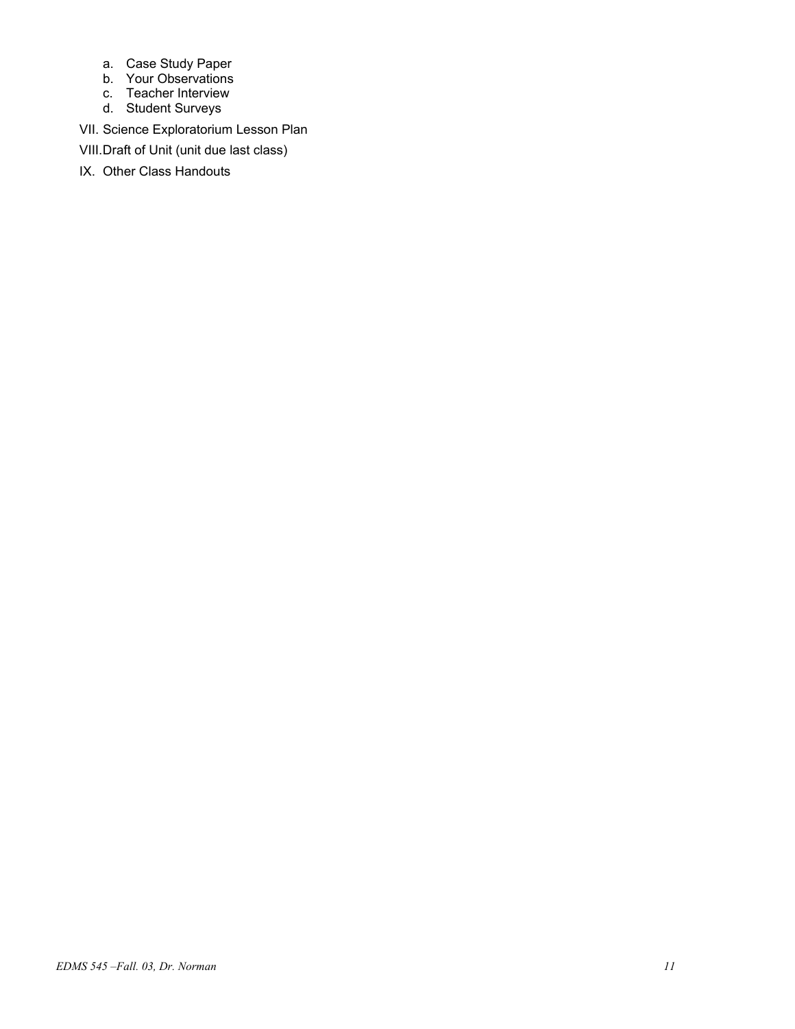a. Case Study Paper
   b. Your Observations
   c. Teacher Interview
   d. Student Surveys

VII. Science Exploratorium Lesson Plan

VIII. Draft of Unit (unit due last class)

IX. Other Class Handouts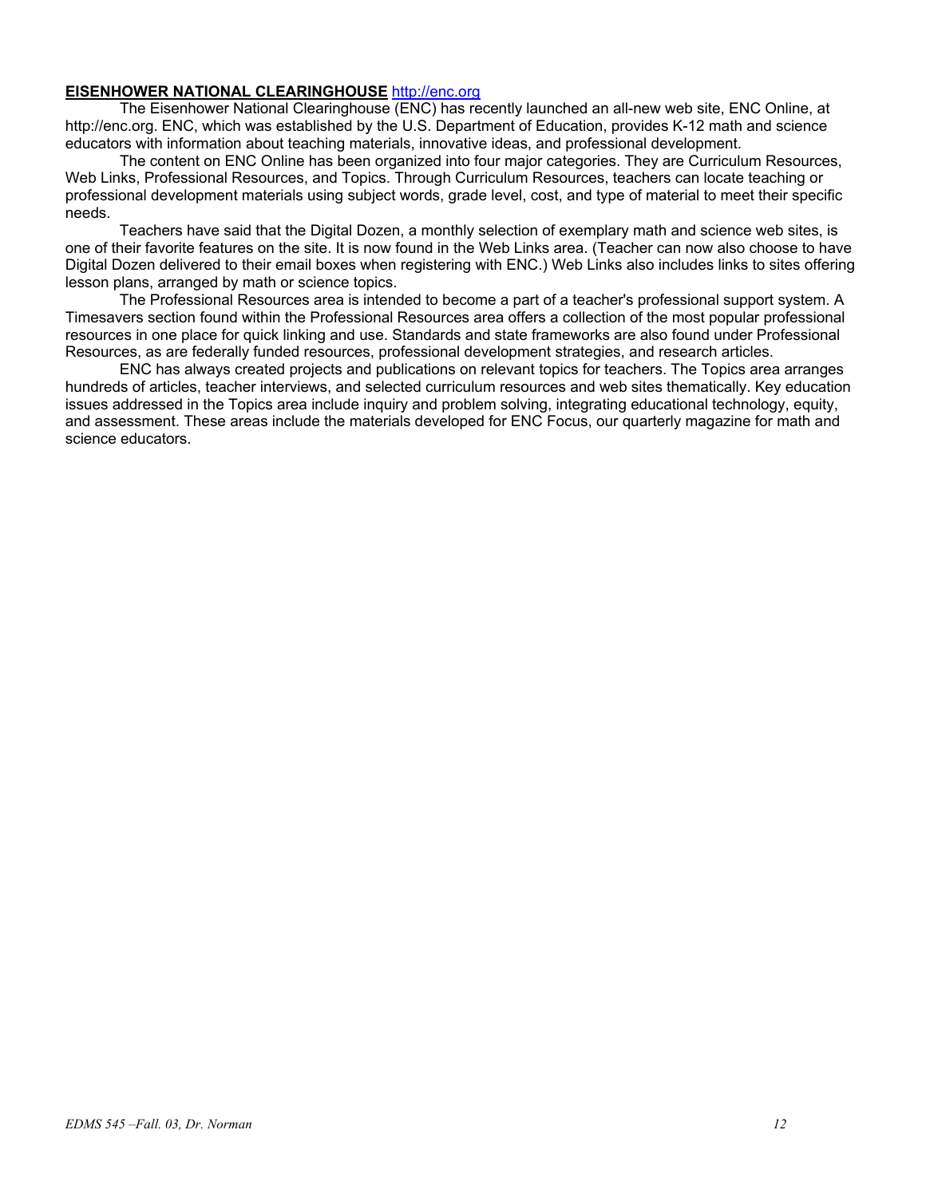**EISENHOWER NATIONAL CLEARINGHOUSE** [http://enc.org](http://enc.org)

The Eisenhower National Clearinghouse (ENC) has recently launched an all-new web site, ENC Online, at http://enc.org. ENC, which was established by the U.S. Department of Education, provides K-12 math and science educators with information about teaching materials, innovative ideas, and professional development.

The content on ENC Online has been organized into four major categories. They are Curriculum Resources, Web Links, Professional Resources, and Topics. Through Curriculum Resources, teachers can locate teaching or professional development materials using subject words, grade level, cost, and type of material to meet their specific needs.

Teachers have said that the Digital Dozen, a monthly selection of exemplary math and science web sites, is one of their favorite features on the site. It is now found in the Web Links area. (Teacher can now also choose to have Digital Dozen delivered to their email boxes when registering with ENC.) Web Links also includes links to sites offering lesson plans, arranged by math or science topics.

The Professional Resources area is intended to become a part of a teacher's professional support system. A Timesavers section found within the Professional Resources area offers a collection of the most popular professional resources in one place for quick linking and use. Standards and state frameworks are also found under Professional Resources, as are federally funded resources, professional development strategies, and research articles.

ENC has always created projects and publications on relevant topics for teachers. The Topics area arranges hundreds of articles, teacher interviews, and selected curriculum resources and web sites thematically. Key education issues addressed in the Topics area include inquiry and problem solving, integrating educational technology, equity, and assessment. These areas include the materials developed for ENC Focus, our quarterly magazine for math and science educators.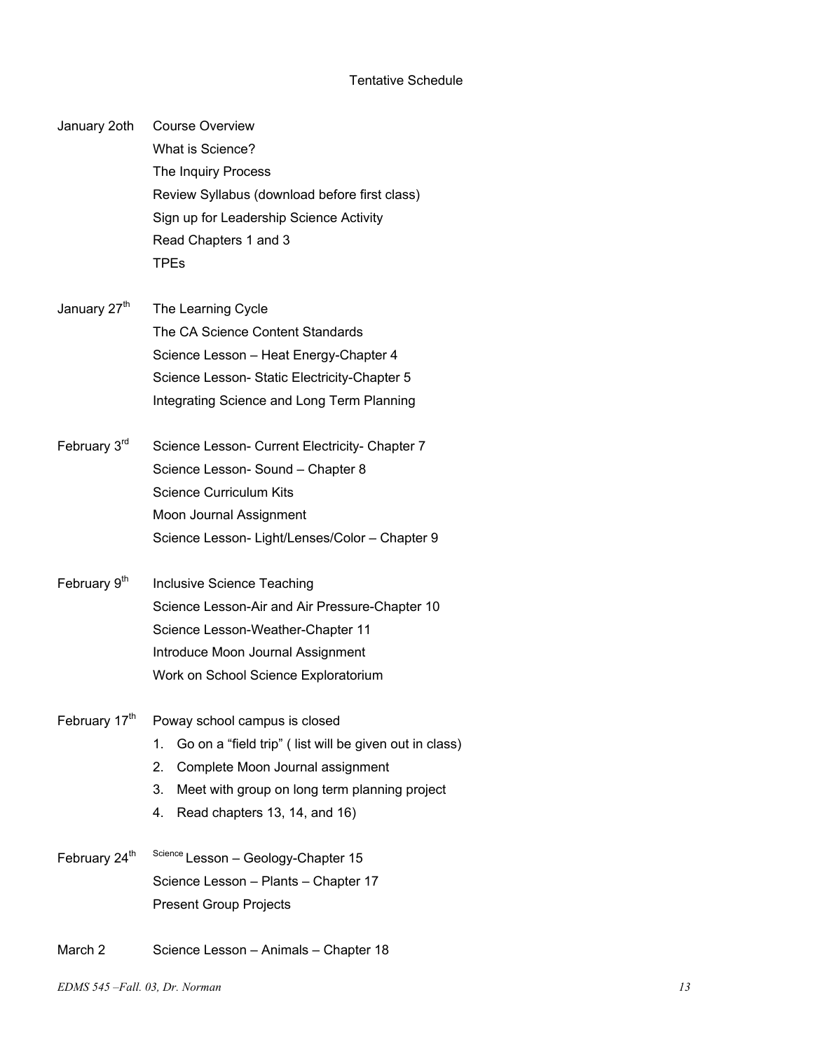## Tentative Schedule

| | |
|---|---|
| January 2oth | Course Overview<br>What is Science?<br>The Inquiry Process<br>Review Syllabus (download before first class)<br>Sign up for Leadership Science Activity<br>Read Chapters 1 and 3<br>TPEs |
| January 27th | The Learning Cycle<br>The CA Science Content Standards<br>Science Lesson – Heat Energy-Chapter 4<br>Science Lesson- Static Electricity-Chapter 5<br>Integrating Science and Long Term Planning |
| February 3rd | Science Lesson- Current Electricity- Chapter 7<br>Science Lesson- Sound – Chapter 8<br>Science Curriculum Kits<br>Moon Journal Assignment<br>Science Lesson- Light/Lenses/Color – Chapter 9 |
| February 9th | Inclusive Science Teaching<br>Science Lesson-Air and Air Pressure-Chapter 10<br>Science Lesson-Weather-Chapter 11<br>Introduce Moon Journal Assignment<br>Work on School Science Exploratorium |
| February 17th | Poway school campus is closed<br>1. Go on a "field trip" ( list will be given out in class)<br>2. Complete Moon Journal assignment<br>3. Meet with group on long term planning project<br>4. Read chapters 13, 14, and 16) |
| February 24th | Science Lesson – Geology-Chapter 15<br>Science Lesson – Plants – Chapter 17<br>Present Group Projects |
| March 2 | Science Lesson – Animals – Chapter 18 |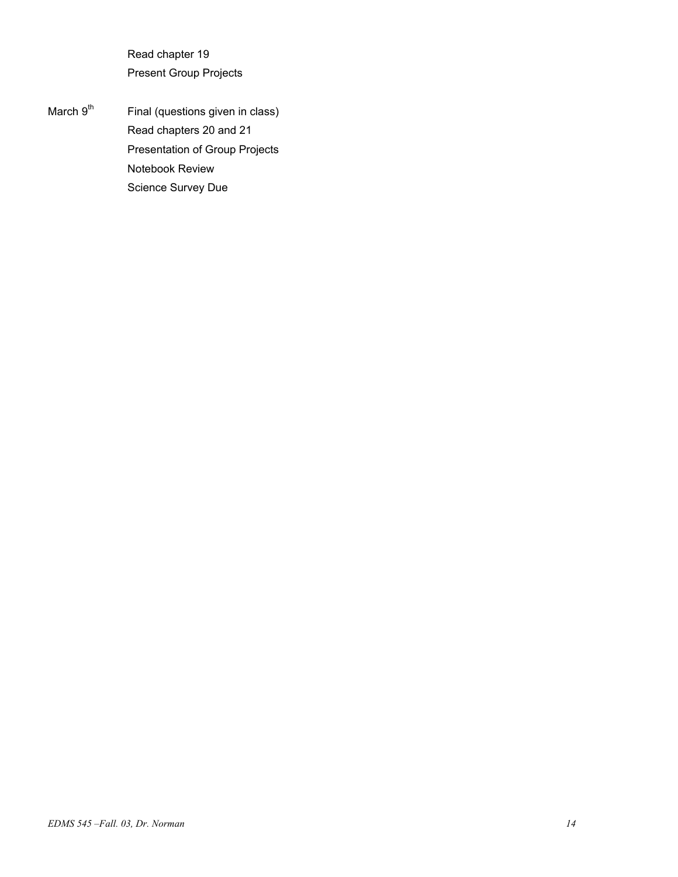| | |
|---|---|
| | Read chapter 19 |
| | Present Group Projects |
| March 9th | Final (questions given in class) |
| | Read chapters 20 and 21 |
| | Presentation of Group Projects |
| | Notebook Review |
| | Science Survey Due |